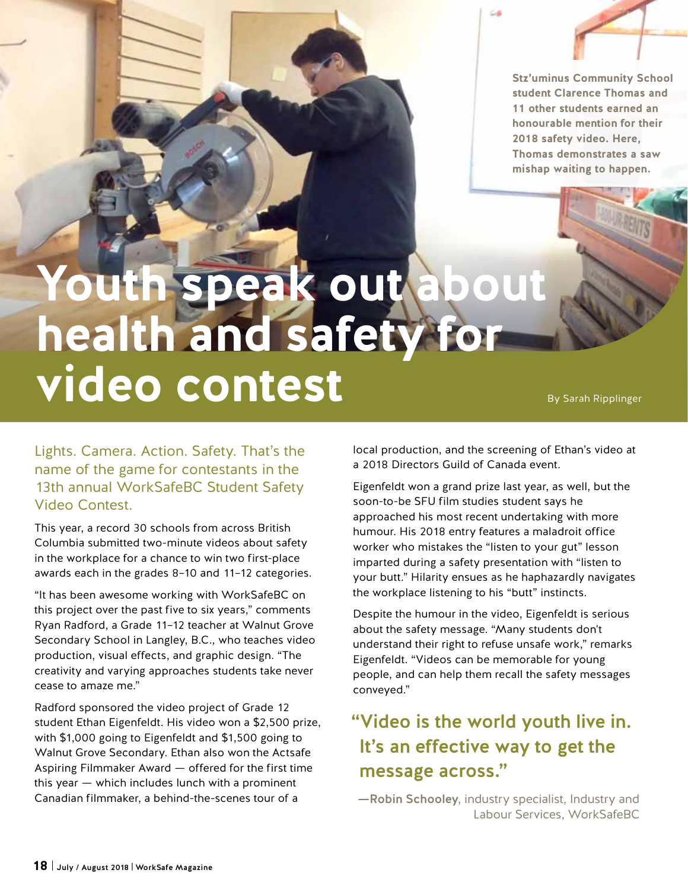# Youth speak out about health and safety for video contest

Stz'uminus Community School student Clarence Thomas and 11 other students earned an honourable mention for their 2018 safety video. Here, Thomas demonstrates a saw mishap waiting to happen.

By Sarah Ripplinger

Lights. Camera. Action. Safety. That's the name of the game for contestants in the 13th annual WorkSafeBC Student Safety Video Contest.

This year, a record 30 schools from across British Columbia submitted two-minute videos about safety in the workplace for a chance to win two first-place awards each in the grades 8–10 and 11–12 categories.

"It has been awesome working with WorkSafeBC on this project over the past five to six years," comments Ryan Radford, a Grade 11–12 teacher at Walnut Grove Secondary School in Langley, B.C., who teaches video production, visual effects, and graphic design. "The creativity and varying approaches students take never cease to amaze me."

Radford sponsored the video project of Grade 12 student Ethan Eigenfeldt. His video won a $2,500 prize, with $1,000 going to Eigenfeldt and $1,500 going to Walnut Grove Secondary. Ethan also won the Actsafe Aspiring Filmmaker Award — offered for the first time this year — which includes lunch with a prominent Canadian filmmaker, a behind-the-scenes tour of a local production, and the screening of Ethan's video at a 2018 Directors Guild of Canada event.

Eigenfeldt won a grand prize last year, as well, but the soon-to-be SFU film studies student says he approached his most recent undertaking with more humour. His 2018 entry features a maladroit office worker who mistakes the "listen to your gut" lesson imparted during a safety presentation with "listen to your butt." Hilarity ensues as he haphazardly navigates the workplace listening to his "butt" instincts.

Despite the humour in the video, Eigenfeldt is serious about the safety message. "Many students don't understand their right to refuse unsafe work," remarks Eigenfeldt. "Videos can be memorable for young people, and can help them recall the safety messages conveyed."

> **"Video is the world youth live in. It's an effective way to get the message across."**
>
> —**Robin Schooley**, industry specialist, Industry and Labour Services, WorkSafeBC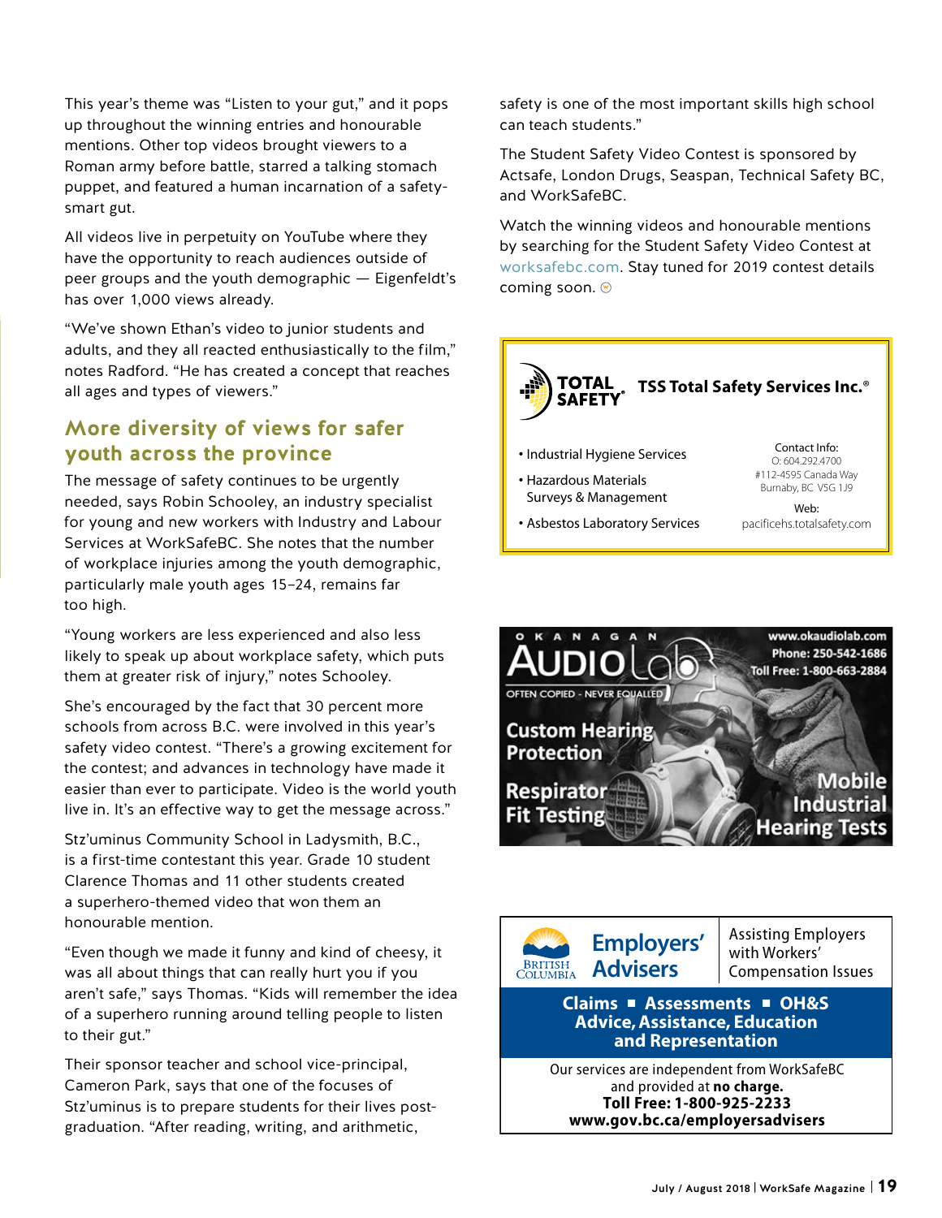This year's theme was "Listen to your gut," and it pops up throughout the winning entries and honourable mentions. Other top videos brought viewers to a Roman army before battle, starred a talking stomach puppet, and featured a human incarnation of a safety-smart gut.

All videos live in perpetuity on YouTube where they have the opportunity to reach audiences outside of peer groups and the youth demographic — Eigenfeldt's has over 1,000 views already.

"We've shown Ethan's video to junior students and adults, and they all reacted enthusiastically to the film," notes Radford. "He has created a concept that reaches all ages and types of viewers."

## More diversity of views for safer youth across the province

The message of safety continues to be urgently needed, says Robin Schooley, an industry specialist for young and new workers with Industry and Labour Services at WorkSafeBC. She notes that the number of workplace injuries among the youth demographic, particularly male youth ages 15–24, remains far too high.

"Young workers are less experienced and also less likely to speak up about workplace safety, which puts them at greater risk of injury," notes Schooley.

She's encouraged by the fact that 30 percent more schools from across B.C. were involved in this year's safety video contest. "There's a growing excitement for the contest; and advances in technology have made it easier than ever to participate. Video is the world youth live in. It's an effective way to get the message across."

Stz'uminus Community School in Ladysmith, B.C., is a first-time contestant this year. Grade 10 student Clarence Thomas and 11 other students created a superhero-themed video that won them an honourable mention.

"Even though we made it funny and kind of cheesy, it was all about things that can really hurt you if you aren't safe," says Thomas. "Kids will remember the idea of a superhero running around telling people to listen to their gut."

Their sponsor teacher and school vice-principal, Cameron Park, says that one of the focuses of Stz'uminus is to prepare students for their lives post-graduation. "After reading, writing, and arithmetic, safety is one of the most important skills high school can teach students."

The Student Safety Video Contest is sponsored by Actsafe, London Drugs, Seaspan, Technical Safety BC, and WorkSafeBC.

Watch the winning videos and honourable mentions by searching for the Student Safety Video Contest at worksafebc.com. Stay tuned for 2019 contest details coming soon.

**TOTAL SAFETY** — **TSS Total Safety Services Inc.®**

- Industrial Hygiene Services
- Hazardous Materials Surveys & Management
- Asbestos Laboratory Services

Contact Info:
O: 604.292.4700
#112-4595 Canada Way
Burnaby, BC V5G 1J9

Web:
pacificehs.totalsafety.com

**OKANAGAN AUDIOLab** — OFTEN COPIED - NEVER EQUALLED

www.okaudiolab.com
Phone: 250-542-1686
Toll Free: 1-800-663-2884

Custom Hearing Protection

Respirator Fit Testing

Mobile Industrial Hearing Tests

**BRITISH COLUMBIA — Employers' Advisers**

Assisting Employers with Workers' Compensation Issues

**Claims ■ Assessments ■ OH&S Advice, Assistance, Education and Representation**

Our services are independent from WorkSafeBC and provided at **no charge.**
**Toll Free: 1-800-925-2233**
**www.gov.bc.ca/employersadvisers**